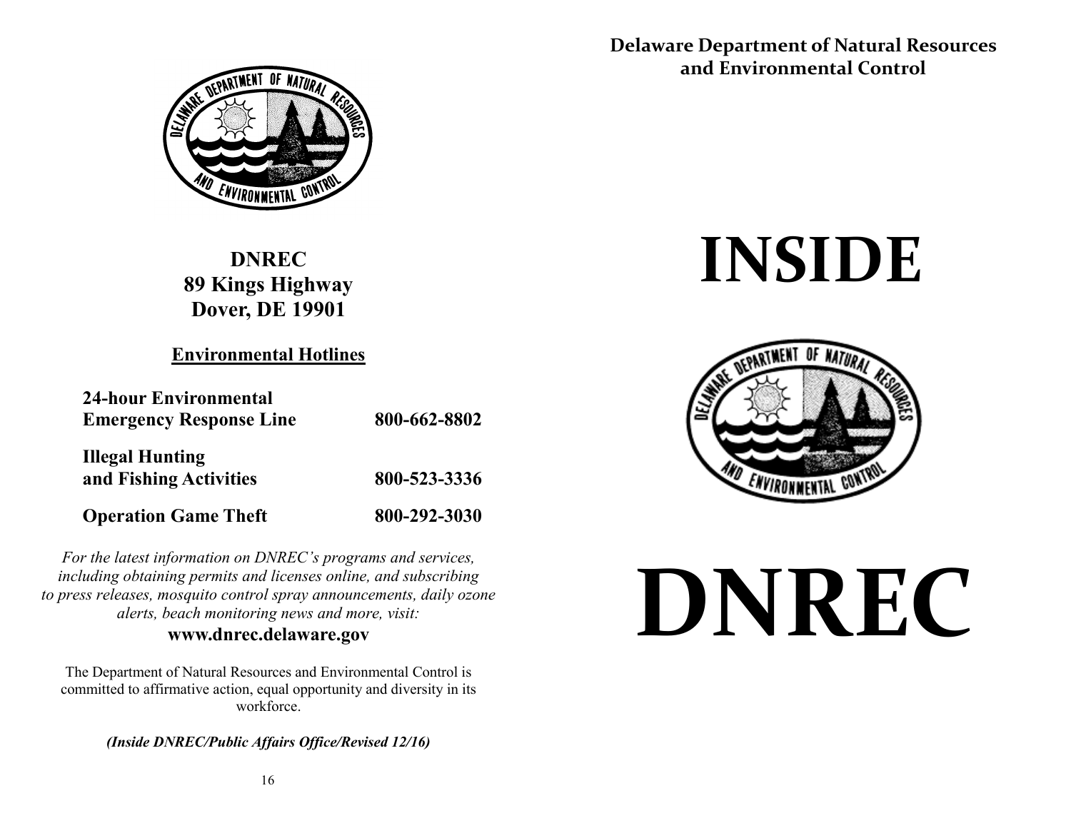**DNREC**
**89 Kings Highway**
**Dover, DE 19901**

**Environmental Hotlines**

| | |
|---|---|
| **24-hour Environmental Emergency Response Line** | **800-662-8802** |
| **Illegal Hunting and Fishing Activities** | **800-523-3336** |
| **Operation Game Theft** | **800-292-3030** |

*For the latest information on DNREC's programs and services, including obtaining permits and licenses online, and subscribing to press releases, mosquito control spray announcements, daily ozone alerts, beach monitoring news and more, visit:*

**www.dnrec.delaware.gov**

The Department of Natural Resources and Environmental Control is committed to affirmative action, equal opportunity and diversity in its workforce.

***(Inside DNREC/Public Affairs Office/Revised 12/16)***

**Delaware Department of Natural Resources and Environmental Control**

# INSIDE

# DNREC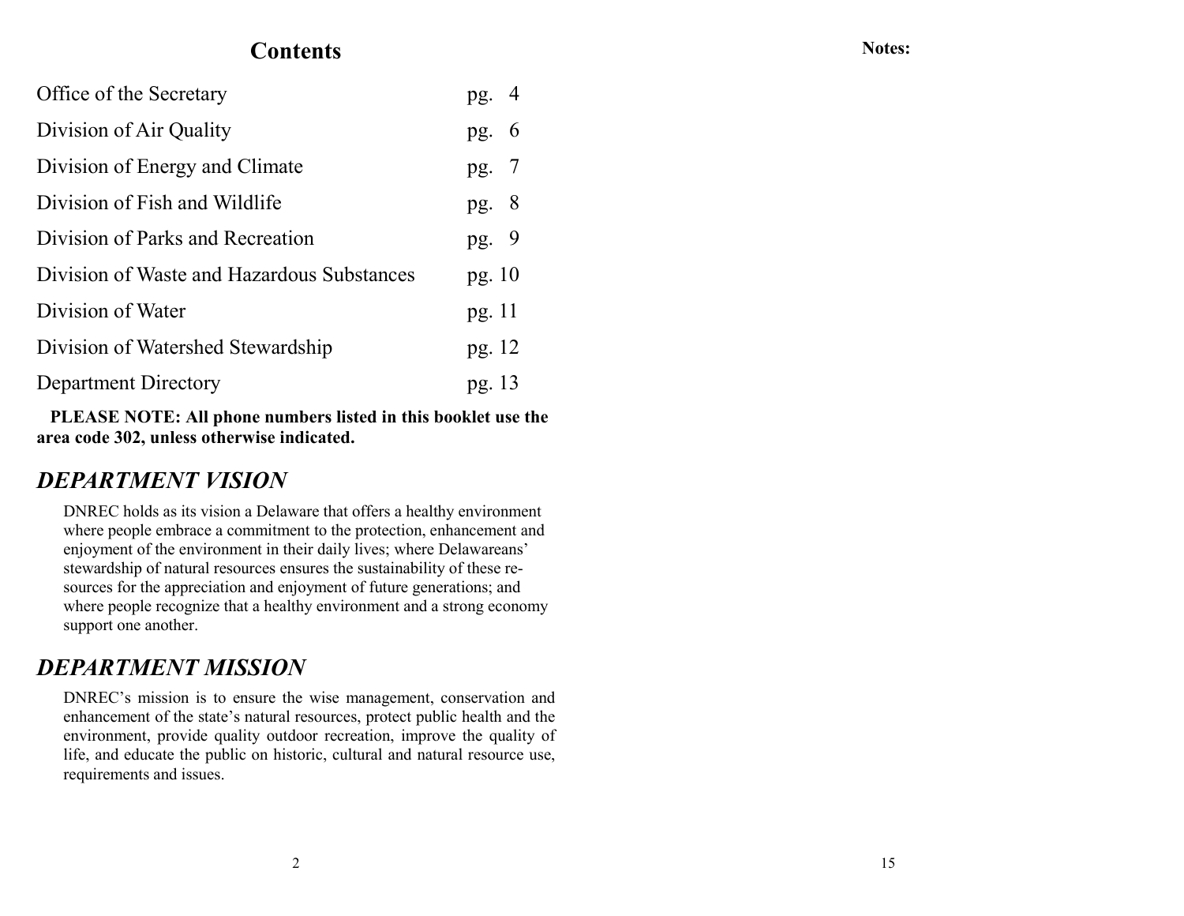## Contents

| | |
|---|---|
| Office of the Secretary | pg. 4 |
| Division of Air Quality | pg. 6 |
| Division of Energy and Climate | pg. 7 |
| Division of Fish and Wildlife | pg. 8 |
| Division of Parks and Recreation | pg. 9 |
| Division of Waste and Hazardous Substances | pg. 10 |
| Division of Water | pg. 11 |
| Division of Watershed Stewardship | pg. 12 |
| Department Directory | pg. 13 |

**PLEASE NOTE: All phone numbers listed in this booklet use the area code 302, unless otherwise indicated.**

## *DEPARTMENT VISION*

DNREC holds as its vision a Delaware that offers a healthy environment where people embrace a commitment to the protection, enhancement and enjoyment of the environment in their daily lives; where Delawareans' stewardship of natural resources ensures the sustainability of these resources for the appreciation and enjoyment of future generations; and where people recognize that a healthy environment and a strong economy support one another.

## *DEPARTMENT MISSION*

DNREC's mission is to ensure the wise management, conservation and enhancement of the state's natural resources, protect public health and the environment, provide quality outdoor recreation, improve the quality of life, and educate the public on historic, cultural and natural resource use, requirements and issues.

**Notes:**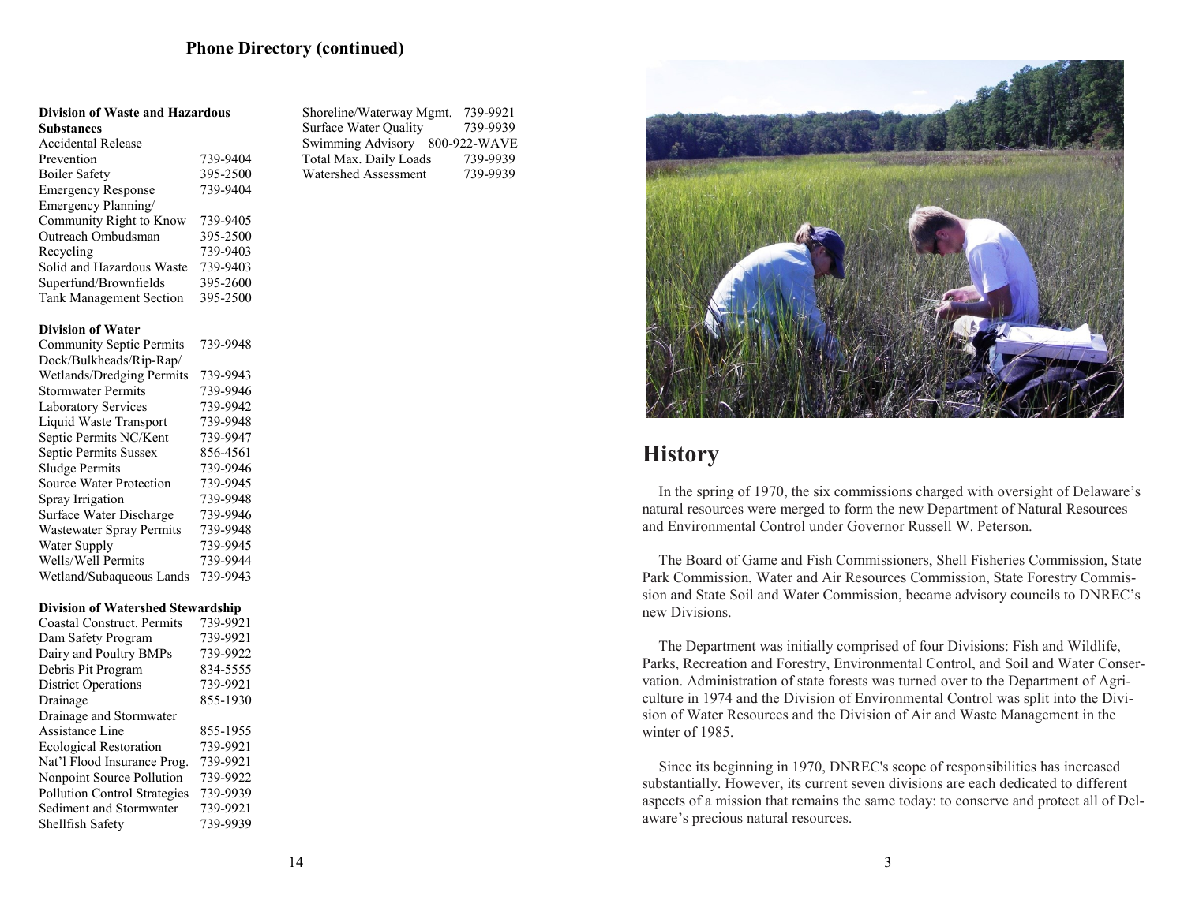## Phone Directory (continued)

**Division of Waste and Hazardous Substances**

| | |
|---|---|
| Accidental Release Prevention | 739-9404 |
| Boiler Safety | 395-2500 |
| Emergency Response | 739-9404 |
| Emergency Planning/ Community Right to Know | 739-9405 |
| Outreach Ombudsman | 395-2500 |
| Recycling | 739-9403 |
| Solid and Hazardous Waste | 739-9403 |
| Superfund/Brownfields | 395-2600 |
| Tank Management Section | 395-2500 |

**Division of Water**

| | |
|---|---|
| Community Septic Permits | 739-9948 |
| Dock/Bulkheads/Rip-Rap/ Wetlands/Dredging Permits | 739-9943 |
| Stormwater Permits | 739-9946 |
| Laboratory Services | 739-9942 |
| Liquid Waste Transport | 739-9948 |
| Septic Permits NC/Kent | 739-9947 |
| Septic Permits Sussex | 856-4561 |
| Sludge Permits | 739-9946 |
| Source Water Protection | 739-9945 |
| Spray Irrigation | 739-9948 |
| Surface Water Discharge | 739-9946 |
| Wastewater Spray Permits | 739-9948 |
| Water Supply | 739-9945 |
| Wells/Well Permits | 739-9944 |
| Wetland/Subaqueous Lands | 739-9943 |

**Division of Watershed Stewardship**

| | |
|---|---|
| Coastal Construct. Permits | 739-9921 |
| Dam Safety Program | 739-9921 |
| Dairy and Poultry BMPs | 739-9922 |
| Debris Pit Program | 834-5555 |
| District Operations | 739-9921 |
| Drainage | 855-1930 |
| Drainage and Stormwater Assistance Line | 855-1955 |
| Ecological Restoration | 739-9921 |
| Nat'l Flood Insurance Prog. | 739-9921 |
| Nonpoint Source Pollution | 739-9922 |
| Pollution Control Strategies | 739-9939 |
| Sediment and Stormwater | 739-9921 |
| Shellfish Safety | 739-9939 |
| Shoreline/Waterway Mgmt. | 739-9921 |
| Surface Water Quality | 739-9939 |
| Swimming Advisory | 800-922-WAVE |
| Total Max. Daily Loads | 739-9939 |
| Watershed Assessment | 739-9939 |

# History

In the spring of 1970, the six commissions charged with oversight of Delaware's natural resources were merged to form the new Department of Natural Resources and Environmental Control under Governor Russell W. Peterson.

The Board of Game and Fish Commissioners, Shell Fisheries Commission, State Park Commission, Water and Air Resources Commission, State Forestry Commission and State Soil and Water Commission, became advisory councils to DNREC's new Divisions.

The Department was initially comprised of four Divisions: Fish and Wildlife, Parks, Recreation and Forestry, Environmental Control, and Soil and Water Conservation. Administration of state forests was turned over to the Department of Agriculture in 1974 and the Division of Environmental Control was split into the Division of Water Resources and the Division of Air and Waste Management in the winter of 1985.

Since its beginning in 1970, DNREC's scope of responsibilities has increased substantially. However, its current seven divisions are each dedicated to different aspects of a mission that remains the same today: to conserve and protect all of Delaware's precious natural resources.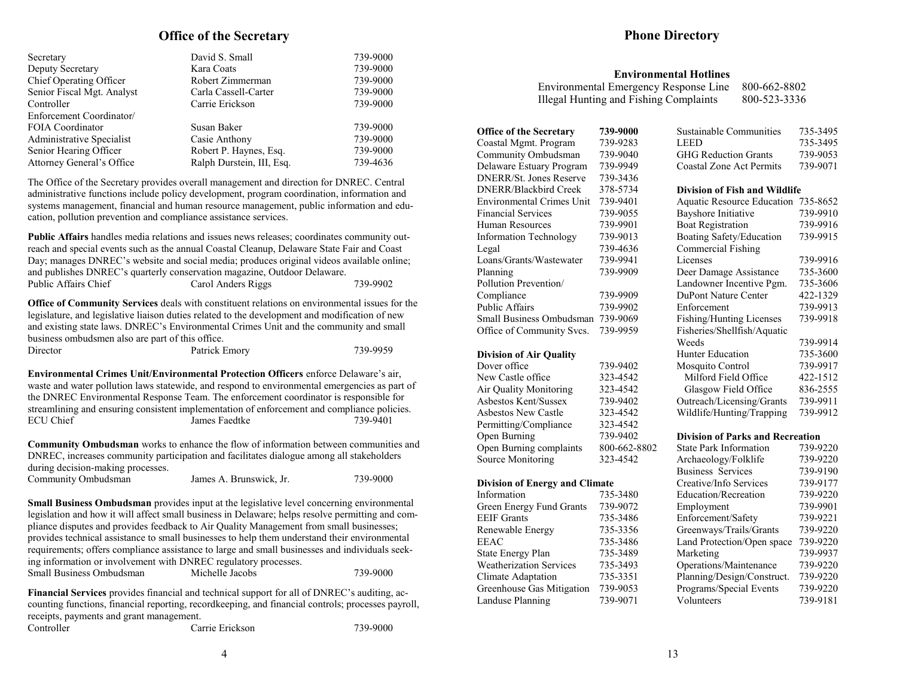## Office of the Secretary

| | | |
|---|---|---|
| Secretary | David S. Small | 739-9000 |
| Deputy Secretary | Kara Coats | 739-9000 |
| Chief Operating Officer | Robert Zimmerman | 739-9000 |
| Senior Fiscal Mgt. Analyst | Carla Cassell-Carter | 739-9000 |
| Controller | Carrie Erickson | 739-9000 |
| Enforcement Coordinator/ FOIA Coordinator | Susan Baker | 739-9000 |
| Administrative Specialist | Casie Anthony | 739-9000 |
| Senior Hearing Officer | Robert P. Haynes, Esq. | 739-9000 |
| Attorney General's Office | Ralph Durstein, III, Esq. | 739-4636 |

The Office of the Secretary provides overall management and direction for DNREC. Central administrative functions include policy development, program coordination, information and systems management, financial and human resource management, public information and education, pollution prevention and compliance assistance services.

**Public Affairs** handles media relations and issues news releases; coordinates community outreach and special events such as the annual Coastal Cleanup, Delaware State Fair and Coast Day; manages DNREC's website and social media; produces original videos available online; and publishes DNREC's quarterly conservation magazine, Outdoor Delaware.
Public Affairs Chief — Carol Anders Riggs — 739-9902

**Office of Community Services** deals with constituent relations on environmental issues for the legislature, and legislative liaison duties related to the development and modification of new and existing state laws. DNREC's Environmental Crimes Unit and the community and small business ombudsmen are also part of this office.
Director — Patrick Emory — 739-9959

**Environmental Crimes Unit/Environmental Protection Officers** enforce Delaware's air, waste and water pollution laws statewide, and respond to environmental emergencies as part of the DNREC Environmental Response Team. The enforcement coordinator is responsible for streamlining and ensuring consistent implementation of enforcement and compliance policies.
ECU Chief — James Faedtke — 739-9401

**Community Ombudsman** works to enhance the flow of information between communities and DNREC, increases community participation and facilitates dialogue among all stakeholders during decision-making processes.
Community Ombudsman — James A. Brunswick, Jr. — 739-9000

**Small Business Ombudsman** provides input at the legislative level concerning environmental legislation and how it will affect small business in Delaware; helps resolve permitting and compliance disputes and provides feedback to Air Quality Management from small businesses; provides technical assistance to small businesses to help them understand their environmental requirements; offers compliance assistance to large and small businesses and individuals seeking information or involvement with DNREC regulatory processes.
Small Business Ombudsman — Michelle Jacobs — 739-9000

**Financial Services** provides financial and technical support for all of DNREC's auditing, accounting functions, financial reporting, recordkeeping, and financial controls; processes payroll, receipts, payments and grant management.
Controller — Carrie Erickson — 739-9000

## Phone Directory

### Environmental Hotlines

| | |
|---|---|
| Environmental Emergency Response Line | 800-662-8802 |
| Illegal Hunting and Fishing Complaints | 800-523-3336 |

| | |
|---|---|
| **Office of the Secretary** | **739-9000** |
| Coastal Mgmt. Program | 739-9283 |
| Community Ombudsman | 739-9040 |
| Delaware Estuary Program | 739-9949 |
| DNERR/St. Jones Reserve | 739-3436 |
| DNERR/Blackbird Creek | 378-5734 |
| Environmental Crimes Unit | 739-9401 |
| Financial Services | 739-9055 |
| Human Resources | 739-9901 |
| Information Technology | 739-9013 |
| Legal | 739-4636 |
| Loans/Grants/Wastewater | 739-9941 |
| Planning | 739-9909 |
| Pollution Prevention/ Compliance | 739-9909 |
| Public Affairs | 739-9902 |
| Small Business Ombudsman | 739-9069 |
| Office of Community Svcs. | 739-9959 |

**Division of Air Quality**

| | |
|---|---|
| Dover office | 739-9402 |
| New Castle office | 323-4542 |
| Air Quality Monitoring | 323-4542 |
| Asbestos Kent/Sussex | 739-9402 |
| Asbestos New Castle | 323-4542 |
| Permitting/Compliance | 323-4542 |
| Open Burning | 739-9402 |
| Open Burning complaints | 800-662-8802 |
| Source Monitoring | 323-4542 |

**Division of Energy and Climate**

| | |
|---|---|
| Information | 735-3480 |
| Green Energy Fund Grants | 739-9072 |
| EEIF Grants | 735-3486 |
| Renewable Energy | 735-3356 |
| EEAC | 735-3486 |
| State Energy Plan | 735-3489 |
| Weatherization Services | 735-3493 |
| Climate Adaptation | 735-3351 |
| Greenhouse Gas Mitigation | 739-9053 |
| Landuse Planning | 739-9071 |
| Sustainable Communities | 735-3495 |
| LEED | 735-3495 |
| GHG Reduction Grants | 739-9053 |
| Coastal Zone Act Permits | 739-9071 |

**Division of Fish and Wildlife**

| | |
|---|---|
| Aquatic Resource Education | 735-8652 |
| Bayshore Initiative | 739-9910 |
| Boat Registration | 739-9916 |
| Boating Safety/Education | 739-9915 |
| Commercial Fishing Licenses | 739-9916 |
| Deer Damage Assistance | 735-3600 |
| Landowner Incentive Pgm. | 735-3606 |
| DuPont Nature Center | 422-1329 |
| Enforcement | 739-9913 |
| Fishing/Hunting Licenses | 739-9918 |
| Fisheries/Shellfish/Aquatic Weeds | 739-9914 |
| Hunter Education | 735-3600 |
| Mosquito Control | 739-9917 |
| Milford Field Office | 422-1512 |
| Glasgow Field Office | 836-2555 |
| Outreach/Licensing/Grants | 739-9911 |
| Wildlife/Hunting/Trapping | 739-9912 |

**Division of Parks and Recreation**

| | |
|---|---|
| State Park Information | 739-9220 |
| Archaeology/Folklife | 739-9220 |
| Business Services | 739-9190 |
| Creative/Info Services | 739-9177 |
| Education/Recreation | 739-9220 |
| Employment | 739-9901 |
| Enforcement/Safety | 739-9221 |
| Greenways/Trails/Grants | 739-9220 |
| Land Protection/Open space | 739-9220 |
| Marketing | 739-9937 |
| Operations/Maintenance | 739-9220 |
| Planning/Design/Construct. | 739-9220 |
| Programs/Special Events | 739-9220 |
| Volunteers | 739-9181 |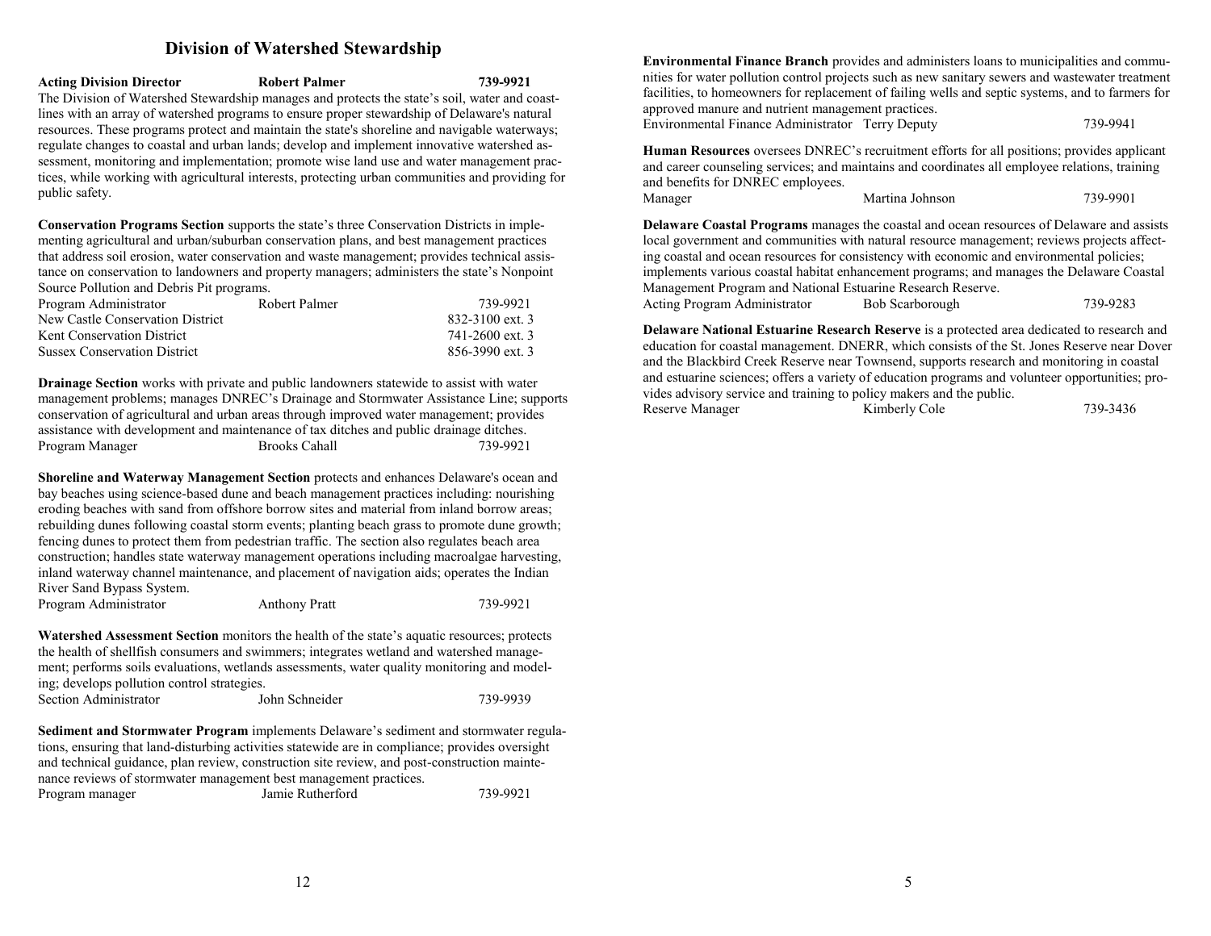## Division of Watershed Stewardship

| | | |
|---|---|---|
| **Acting Division Director** | **Robert Palmer** | **739-9921** |

The Division of Watershed Stewardship manages and protects the state's soil, water and coastlines with an array of watershed programs to ensure proper stewardship of Delaware's natural resources. These programs protect and maintain the state's shoreline and navigable waterways; regulate changes to coastal and urban lands; develop and implement innovative watershed assessment, monitoring and implementation; promote wise land use and water management practices, while working with agricultural interests, protecting urban communities and providing for public safety.

**Conservation Programs Section** supports the state's three Conservation Districts in implementing agricultural and urban/suburban conservation plans, and best management practices that address soil erosion, water conservation and waste management; provides technical assistance on conservation to landowners and property managers; administers the state's Nonpoint Source Pollution and Debris Pit programs.

| | | |
|---|---|---|
| Program Administrator | Robert Palmer | 739-9921 |
| New Castle Conservation District | | 832-3100 ext. 3 |
| Kent Conservation District | | 741-2600 ext. 3 |
| Sussex Conservation District | | 856-3990 ext. 3 |

**Drainage Section** works with private and public landowners statewide to assist with water management problems; manages DNREC's Drainage and Stormwater Assistance Line; supports conservation of agricultural and urban areas through improved water management; provides assistance with development and maintenance of tax ditches and public drainage ditches.

| | | |
|---|---|---|
| Program Manager | Brooks Cahall | 739-9921 |

**Shoreline and Waterway Management Section** protects and enhances Delaware's ocean and bay beaches using science-based dune and beach management practices including: nourishing eroding beaches with sand from offshore borrow sites and material from inland borrow areas; rebuilding dunes following coastal storm events; planting beach grass to promote dune growth; fencing dunes to protect them from pedestrian traffic. The section also regulates beach area construction; handles state waterway management operations including macroalgae harvesting, inland waterway channel maintenance, and placement of navigation aids; operates the Indian River Sand Bypass System.

| | | |
|---|---|---|
| Program Administrator | Anthony Pratt | 739-9921 |

**Watershed Assessment Section** monitors the health of the state's aquatic resources; protects the health of shellfish consumers and swimmers; integrates wetland and watershed management; performs soils evaluations, wetlands assessments, water quality monitoring and modeling; develops pollution control strategies.

| | | |
|---|---|---|
| Section Administrator | John Schneider | 739-9939 |

**Sediment and Stormwater Program** implements Delaware's sediment and stormwater regulations, ensuring that land-disturbing activities statewide are in compliance; provides oversight and technical guidance, plan review, construction site review, and post-construction maintenance reviews of stormwater management best management practices.

| | | |
|---|---|---|
| Program manager | Jamie Rutherford | 739-9921 |

**Environmental Finance Branch** provides and administers loans to municipalities and communities for water pollution control projects such as new sanitary sewers and wastewater treatment facilities, to homeowners for replacement of failing wells and septic systems, and to farmers for approved manure and nutrient management practices.

| | | |
|---|---|---|
| Environmental Finance Administrator | Terry Deputy | 739-9941 |

**Human Resources** oversees DNREC's recruitment efforts for all positions; provides applicant and career counseling services; and maintains and coordinates all employee relations, training and benefits for DNREC employees.

| | | |
|---|---|---|
| Manager | Martina Johnson | 739-9901 |

**Delaware Coastal Programs** manages the coastal and ocean resources of Delaware and assists local government and communities with natural resource management; reviews projects affecting coastal and ocean resources for consistency with economic and environmental policies; implements various coastal habitat enhancement programs; and manages the Delaware Coastal Management Program and National Estuarine Research Reserve.

| | | |
|---|---|---|
| Acting Program Administrator | Bob Scarborough | 739-9283 |

**Delaware National Estuarine Research Reserve** is a protected area dedicated to research and education for coastal management. DNERR, which consists of the St. Jones Reserve near Dover and the Blackbird Creek Reserve near Townsend, supports research and monitoring in coastal and estuarine sciences; offers a variety of education programs and volunteer opportunities; provides advisory service and training to policy makers and the public.

| | | |
|---|---|---|
| Reserve Manager | Kimberly Cole | 739-3436 |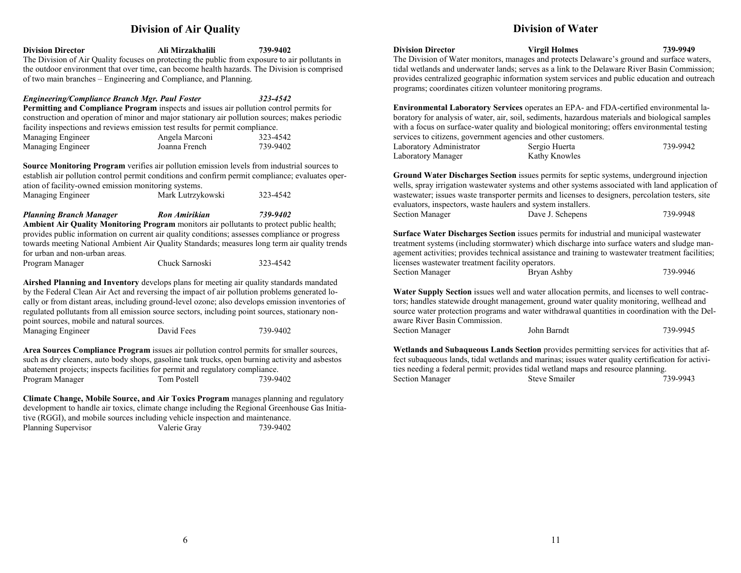## Division of Air Quality

| | | |
|---|---|---|
| **Division Director** | **Ali Mirzakhalili** | **739-9402** |

The Division of Air Quality focuses on protecting the public from exposure to air pollutants in the outdoor environment that over time, can become health hazards. The Division is comprised of two main branches – Engineering and Compliance, and Planning.

***Engineering/Compliance Branch Mgr. Paul Foster*** ***323-4542***

**Permitting and Compliance Program** inspects and issues air pollution control permits for construction and operation of minor and major stationary air pollution sources; makes periodic facility inspections and reviews emission test results for permit compliance.

| | | |
|---|---|---|
| Managing Engineer | Angela Marconi | 323-4542 |
| Managing Engineer | Joanna French | 739-9402 |

**Source Monitoring Program** verifies air pollution emission levels from industrial sources to establish air pollution control permit conditions and confirm permit compliance; evaluates operation of facility-owned emission monitoring systems.

| | | |
|---|---|---|
| Managing Engineer | Mark Lutrzykowski | 323-4542 |

***Planning Branch Manager*** ***Ron Amirikian*** ***739-9402***

**Ambient Air Quality Monitoring Program** monitors air pollutants to protect public health; provides public information on current air quality conditions; assesses compliance or progress towards meeting National Ambient Air Quality Standards; measures long term air quality trends for urban and non-urban areas.

| | | |
|---|---|---|
| Program Manager | Chuck Sarnoski | 323-4542 |

**Airshed Planning and Inventory** develops plans for meeting air quality standards mandated by the Federal Clean Air Act and reversing the impact of air pollution problems generated locally or from distant areas, including ground-level ozone; also develops emission inventories of regulated pollutants from all emission source sectors, including point sources, stationary non-point sources, mobile and natural sources.

| | | |
|---|---|---|
| Managing Engineer | David Fees | 739-9402 |

**Area Sources Compliance Program** issues air pollution control permits for smaller sources, such as dry cleaners, auto body shops, gasoline tank trucks, open burning activity and asbestos abatement projects; inspects facilities for permit and regulatory compliance.

| | | |
|---|---|---|
| Program Manager | Tom Postell | 739-9402 |

**Climate Change, Mobile Source, and Air Toxics Program** manages planning and regulatory development to handle air toxics, climate change including the Regional Greenhouse Gas Initiative (RGGI), and mobile sources including vehicle inspection and maintenance.

| | | |
|---|---|---|
| Planning Supervisor | Valerie Gray | 739-9402 |

## Division of Water

| | | |
|---|---|---|
| **Division Director** | **Virgil Holmes** | **739-9949** |

The Division of Water monitors, manages and protects Delaware's ground and surface waters, tidal wetlands and underwater lands; serves as a link to the Delaware River Basin Commission; provides centralized geographic information system services and public education and outreach programs; coordinates citizen volunteer monitoring programs.

**Environmental Laboratory Services** operates an EPA- and FDA-certified environmental laboratory for analysis of water, air, soil, sediments, hazardous materials and biological samples with a focus on surface-water quality and biological monitoring; offers environmental testing services to citizens, government agencies and other customers.

| | | |
|---|---|---|
| Laboratory Administrator | Sergio Huerta | 739-9942 |
| Laboratory Manager | Kathy Knowles | |

**Ground Water Discharges Section** issues permits for septic systems, underground injection wells, spray irrigation wastewater systems and other systems associated with land application of wastewater; issues waste transporter permits and licenses to designers, percolation testers, site evaluators, inspectors, waste haulers and system installers.

| | | |
|---|---|---|
| Section Manager | Dave J. Schepens | 739-9948 |

**Surface Water Discharges Section** issues permits for industrial and municipal wastewater treatment systems (including stormwater) which discharge into surface waters and sludge management activities; provides technical assistance and training to wastewater treatment facilities; licenses wastewater treatment facility operators.

| | | |
|---|---|---|
| Section Manager | Bryan Ashby | 739-9946 |

**Water Supply Section** issues well and water allocation permits, and licenses to well contractors; handles statewide drought management, ground water quality monitoring, wellhead and source water protection programs and water withdrawal quantities in coordination with the Delaware River Basin Commission.

| | | |
|---|---|---|
| Section Manager | John Barndt | 739-9945 |

**Wetlands and Subaqueous Lands Section** provides permitting services for activities that affect subaqueous lands, tidal wetlands and marinas; issues water quality certification for activities needing a federal permit; provides tidal wetland maps and resource planning.

| | | |
|---|---|---|
| Section Manager | Steve Smailer | 739-9943 |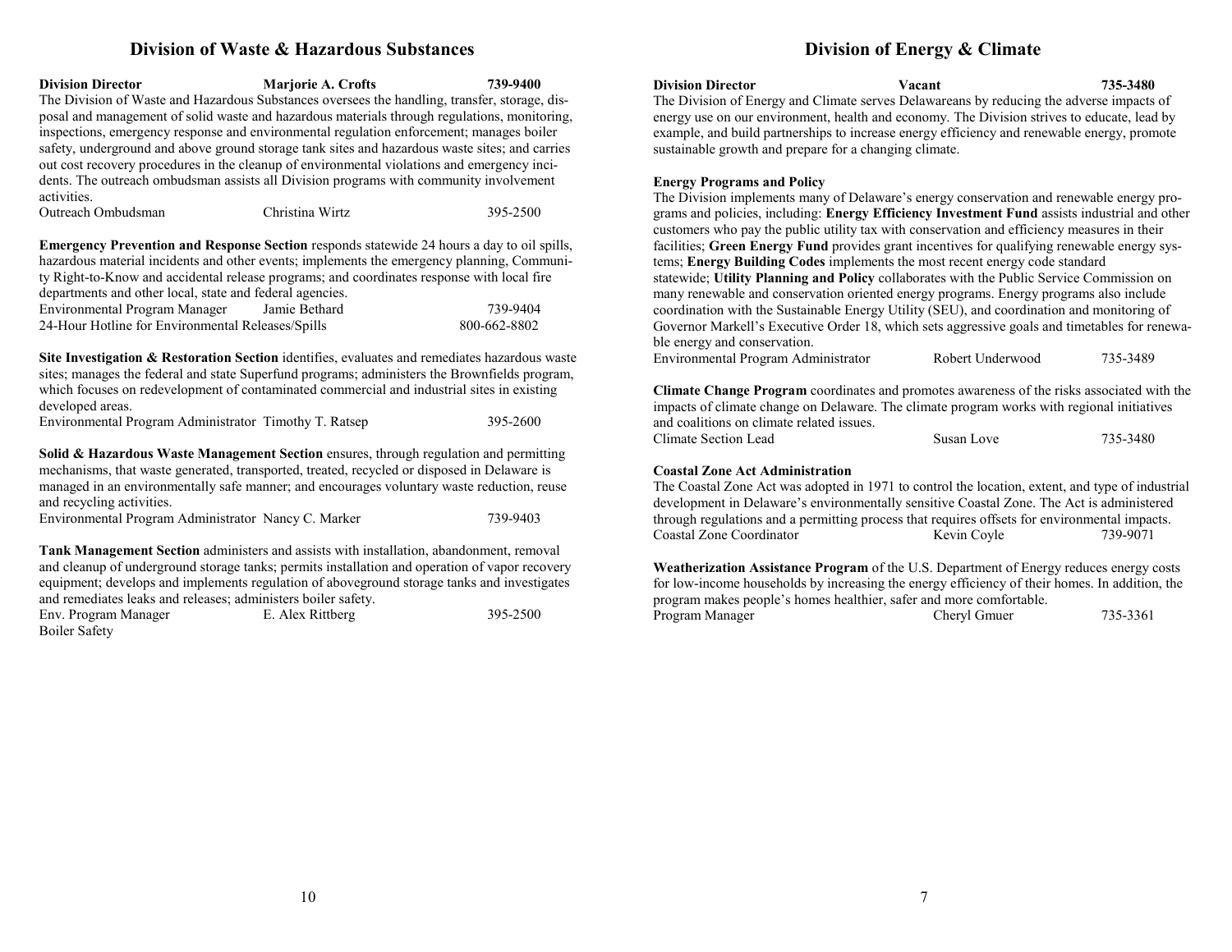## Division of Waste & Hazardous Substances

| | | |
|---|---|---|
| **Division Director** | **Marjorie A. Crofts** | **739-9400** |

The Division of Waste and Hazardous Substances oversees the handling, transfer, storage, disposal and management of solid waste and hazardous materials through regulations, monitoring, inspections, emergency response and environmental regulation enforcement; manages boiler safety, underground and above ground storage tank sites and hazardous waste sites; and carries out cost recovery procedures in the cleanup of environmental violations and emergency incidents. The outreach ombudsman assists all Division programs with community involvement activities.

| | | |
|---|---|---|
| Outreach Ombudsman | Christina Wirtz | 395-2500 |

**Emergency Prevention and Response Section** responds statewide 24 hours a day to oil spills, hazardous material incidents and other events; implements the emergency planning, Community Right-to-Know and accidental release programs; and coordinates response with local fire departments and other local, state and federal agencies.

| | | |
|---|---|---|
| Environmental Program Manager | Jamie Bethard | 739-9404 |
| 24-Hour Hotline for Environmental Releases/Spills | | 800-662-8802 |

**Site Investigation & Restoration Section** identifies, evaluates and remediates hazardous waste sites; manages the federal and state Superfund programs; administers the Brownfields program, which focuses on redevelopment of contaminated commercial and industrial sites in existing developed areas.

| | | |
|---|---|---|
| Environmental Program Administrator | Timothy T. Ratsep | 395-2600 |

**Solid & Hazardous Waste Management Section** ensures, through regulation and permitting mechanisms, that waste generated, transported, treated, recycled or disposed in Delaware is managed in an environmentally safe manner; and encourages voluntary waste reduction, reuse and recycling activities.

| | | |
|---|---|---|
| Environmental Program Administrator | Nancy C. Marker | 739-9403 |

**Tank Management Section** administers and assists with installation, abandonment, removal and cleanup of underground storage tanks; permits installation and operation of vapor recovery equipment; develops and implements regulation of aboveground storage tanks and investigates and remediates leaks and releases; administers boiler safety.

| | | |
|---|---|---|
| Env. Program Manager Boiler Safety | E. Alex Rittberg | 395-2500 |

## Division of Energy & Climate

| | | |
|---|---|---|
| **Division Director** | **Vacant** | **735-3480** |

The Division of Energy and Climate serves Delawareans by reducing the adverse impacts of energy use on our environment, health and economy. The Division strives to educate, lead by example, and build partnerships to increase energy efficiency and renewable energy, promote sustainable growth and prepare for a changing climate.

**Energy Programs and Policy**

The Division implements many of Delaware's energy conservation and renewable energy programs and policies, including: **Energy Efficiency Investment Fund** assists industrial and other customers who pay the public utility tax with conservation and efficiency measures in their facilities; **Green Energy Fund** provides grant incentives for qualifying renewable energy systems; **Energy Building Codes** implements the most recent energy code standard statewide; **Utility Planning and Policy** collaborates with the Public Service Commission on many renewable and conservation oriented energy programs. Energy programs also include coordination with the Sustainable Energy Utility (SEU), and coordination and monitoring of Governor Markell's Executive Order 18, which sets aggressive goals and timetables for renewable energy and conservation.

| | | |
|---|---|---|
| Environmental Program Administrator | Robert Underwood | 735-3489 |

**Climate Change Program** coordinates and promotes awareness of the risks associated with the impacts of climate change on Delaware. The climate program works with regional initiatives and coalitions on climate related issues.

| | | |
|---|---|---|
| Climate Section Lead | Susan Love | 735-3480 |

**Coastal Zone Act Administration**

The Coastal Zone Act was adopted in 1971 to control the location, extent, and type of industrial development in Delaware's environmentally sensitive Coastal Zone. The Act is administered through regulations and a permitting process that requires offsets for environmental impacts.

| | | |
|---|---|---|
| Coastal Zone Coordinator | Kevin Coyle | 739-9071 |

**Weatherization Assistance Program** of the U.S. Department of Energy reduces energy costs for low-income households by increasing the energy efficiency of their homes. In addition, the program makes people's homes healthier, safer and more comfortable.

| | | |
|---|---|---|
| Program Manager | Cheryl Gmuer | 735-3361 |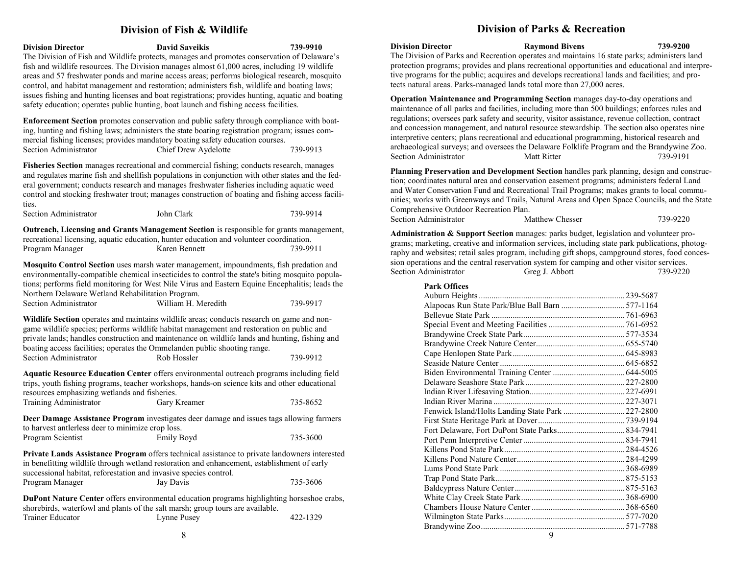## Division of Fish & Wildlife

**Division Director** **David Saveikis** **739-9910**

The Division of Fish and Wildlife protects, manages and promotes conservation of Delaware's fish and wildlife resources. The Division manages almost 61,000 acres, including 19 wildlife areas and 57 freshwater ponds and marine access areas; performs biological research, mosquito control, and habitat management and restoration; administers fish, wildlife and boating laws; issues fishing and hunting licenses and boat registrations; provides hunting, aquatic and boating safety education; operates public hunting, boat launch and fishing access facilities.

**Enforcement Section** promotes conservation and public safety through compliance with boating, hunting and fishing laws; administers the state boating registration program; issues commercial fishing licenses; provides mandatory boating safety education courses.
Section Administrator — Chief Drew Aydelotte — 739-9913

**Fisheries Section** manages recreational and commercial fishing; conducts research, manages and regulates marine fish and shellfish populations in conjunction with other states and the federal government; conducts research and manages freshwater fisheries including aquatic weed control and stocking freshwater trout; manages construction of boating and fishing access facilities.
Section Administrator — John Clark — 739-9914

**Outreach, Licensing and Grants Management Section** is responsible for grants management, recreational licensing, aquatic education, hunter education and volunteer coordination.
Program Manager — Karen Bennett — 739-9911

**Mosquito Control Section** uses marsh water management, impoundments, fish predation and environmentally-compatible chemical insecticides to control the state's biting mosquito populations; performs field monitoring for West Nile Virus and Eastern Equine Encephalitis; leads the Northern Delaware Wetland Rehabilitation Program.
Section Administrator — William H. Meredith — 739-9917

**Wildlife Section** operates and maintains wildlife areas; conducts research on game and non-game wildlife species; performs wildlife habitat management and restoration on public and private lands; handles construction and maintenance on wildlife lands and hunting, fishing and boating access facilities; operates the Ommelanden public shooting range.
Section Administrator — Rob Hossler — 739-9912

**Aquatic Resource Education Center** offers environmental outreach programs including field trips, youth fishing programs, teacher workshops, hands-on science kits and other educational resources emphasizing wetlands and fisheries.
Training Administrator — Gary Kreamer — 735-8652

**Deer Damage Assistance Program** investigates deer damage and issues tags allowing farmers to harvest antlerless deer to minimize crop loss.
Program Scientist — Emily Boyd — 735-3600

**Private Lands Assistance Program** offers technical assistance to private landowners interested in benefitting wildlife through wetland restoration and enhancement, establishment of early successional habitat, reforestation and invasive species control.
Program Manager — Jay Davis — 735-3606

**DuPont Nature Center** offers environmental education programs highlighting horseshoe crabs, shorebirds, waterfowl and plants of the salt marsh; group tours are available.
Trainer Educator — Lynne Pusey — 422-1329

## Division of Parks & Recreation

**Division Director** **Raymond Bivens** **739-9200**

The Division of Parks and Recreation operates and maintains 16 state parks; administers land protection programs; provides and plans recreational opportunities and educational and interpretive programs for the public; acquires and develops recreational lands and facilities; and protects natural areas. Parks-managed lands total more than 27,000 acres.

**Operation Maintenance and Programming Section** manages day-to-day operations and maintenance of all parks and facilities, including more than 500 buildings; enforces rules and regulations; oversees park safety and security, visitor assistance, revenue collection, contract and concession management, and natural resource stewardship. The section also operates nine interpretive centers; plans recreational and educational programming, historical research and archaeological surveys; and oversees the Delaware Folklife Program and the Brandywine Zoo.
Section Administrator — Matt Ritter — 739-9191

**Planning Preservation and Development Section** handles park planning, design and construction; coordinates natural area and conservation easement programs; administers federal Land and Water Conservation Fund and Recreational Trail Programs; makes grants to local communities; works with Greenways and Trails, Natural Areas and Open Space Councils, and the State Comprehensive Outdoor Recreation Plan.
Section Administrator — Matthew Chesser — 739-9220

**Administration & Support Section** manages: parks budget, legislation and volunteer programs; marketing, creative and information services, including state park publications, photography and websites; retail sales program, including gift shops, campground stores, food concession operations and the central reservation system for camping and other visitor services.
Section Administrator — Greg J. Abbott — 739-9220

### Park Offices

| | |
|---|---|
| Auburn Heights | 239-5687 |
| Alapocas Run State Park/Blue Ball Barn | 577-1164 |
| Bellevue State Park | 761-6963 |
| Special Event and Meeting Facilities | 761-6952 |
| Brandywine Creek State Park | 577-3534 |
| Brandywine Creek Nature Center | 655-5740 |
| Cape Henlopen State Park | 645-8983 |
| Seaside Nature Center | 645-6852 |
| Biden Environmental Training Center | 644-5005 |
| Delaware Seashore State Park | 227-2800 |
| Indian River Lifesaving Station | 227-6991 |
| Indian River Marina | 227-3071 |
| Fenwick Island/Holts Landing State Park | 227-2800 |
| First State Heritage Park at Dover | 739-9194 |
| Fort Delaware, Fort DuPont State Parks | 834-7941 |
| Port Penn Interpretive Center | 834-7941 |
| Killens Pond State Park | 284-4526 |
| Killens Pond Nature Center | 284-4299 |
| Lums Pond State Park | 368-6989 |
| Trap Pond State Park | 875-5153 |
| Baldcypress Nature Center | 875-5163 |
| White Clay Creek State Park | 368-6900 |
| Chambers House Nature Center | 368-6560 |
| Wilmington State Parks | 577-7020 |
| Brandywine Zoo | 571-7788 |